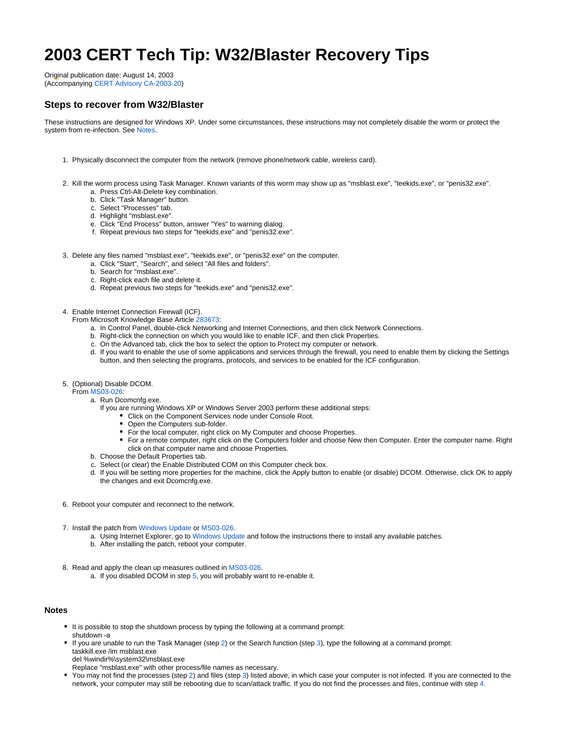# 2003 CERT Tech Tip: W32/Blaster Recovery Tips

Original publication date: August 14, 2003
(Accompanying CERT Advisory CA-2003-20)

## Steps to recover from W32/Blaster

These instructions are designed for Windows XP. Under some circumstances, these instructions may not completely disable the worm or protect the system from re-infection. See Notes.

1. Physically disconnect the computer from the network (remove phone/network cable, wireless card).
2. Kill the worm process using Task Manager. Known variants of this worm may show up as "msblast.exe", "teekids.exe", or "penis32.exe".
    a. Press Ctrl-Alt-Delete key combination.
    b. Click "Task Manager" button.
    c. Select "Processes" tab.
    d. Highlight "msblast.exe".
    e. Click "End Process" button, answer "Yes" to warning dialog.
    f. Repeat previous two steps for "teekids.exe" and "penis32.exe".
3. Delete any files named "msblast.exe", "teekids.exe", or "penis32.exe" on the computer.
    a. Click "Start", "Search", and select "All files and folders".
    b. Search for "msblast.exe".
    c. Right-click each file and delete it.
    d. Repeat previous two steps for "teekids.exe" and "penis32.exe".
4. Enable Internet Connection Firewall (ICF).
   From Microsoft Knowledge Base Article 283673:
    a. In Control Panel, double-click Networking and Internet Connections, and then click Network Connections.
    b. Right-click the connection on which you would like to enable ICF, and then click Properties.
    c. On the Advanced tab, click the box to select the option to Protect my computer or network.
    d. If you want to enable the use of some applications and services through the firewall, you need to enable them by clicking the Settings button, and then selecting the programs, protocols, and services to be enabled for the ICF configuration.
5. (Optional) Disable DCOM.
   From MS03-026:
    a. Run Dcomcnfg.exe.
       If you are running Windows XP or Windows Server 2003 perform these additional steps:
        - Click on the Component Services node under Console Root.
        - Open the Computers sub-folder.
        - For the local computer, right click on My Computer and choose Properties.
        - For a remote computer, right click on the Computers folder and choose New then Computer. Enter the computer name. Right click on that computer name and choose Properties.
    b. Choose the Default Properties tab.
    c. Select (or clear) the Enable Distributed COM on this Computer check box.
    d. If you will be setting more properties for the machine, click the Apply button to enable (or disable) DCOM. Otherwise, click OK to apply the changes and exit Dcomcnfg.exe.
6. Reboot your computer and reconnect to the network.
7. Install the patch from Windows Update or MS03-026.
    a. Using Internet Explorer, go to Windows Update and follow the instructions there to install any available patches.
    b. After installing the patch, reboot your computer.
8. Read and apply the clean up measures outlined in MS03-026.
    a. If you disabled DCOM in step 5, you will probably want to re-enable it.

### Notes

- It is possible to stop the shutdown process by typing the following at a command prompt:
  shutdown -a
- If you are unable to run the Task Manager (step 2) or the Search function (step 3), type the following at a command prompt:
  taskkill.exe /im msblast.exe
  del %windir%\system32\msblast.exe
  Replace "msblast.exe" with other process/file names as necessary.
- You may not find the processes (step 2) and files (step 3) listed above, in which case your computer is not infected. If you are connected to the network, your computer may still be rebooting due to scan/attack traffic. If you do not find the processes and files, continue with step 4.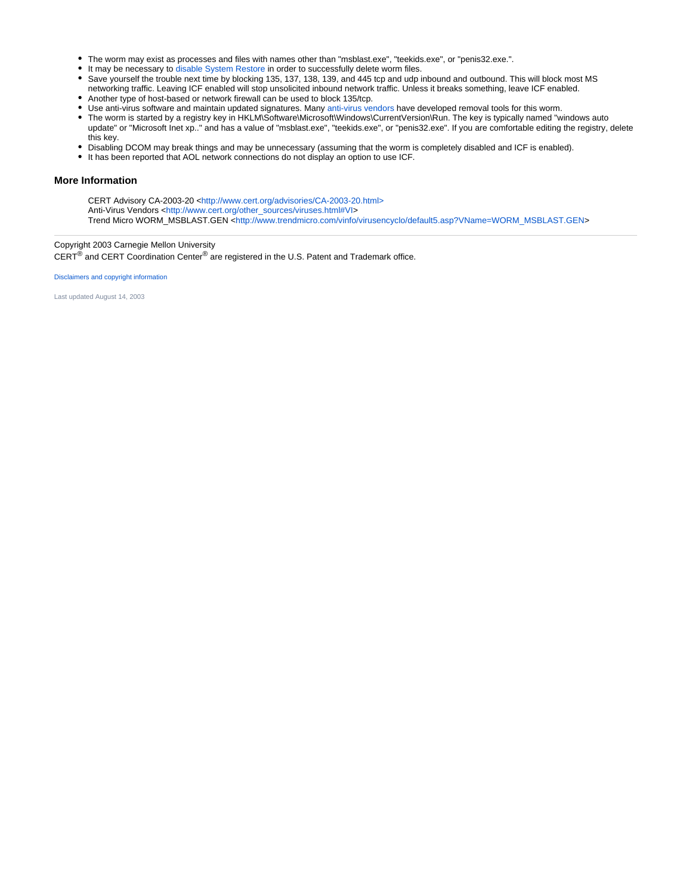- The worm may exist as processes and files with names other than "msblast.exe", "teekids.exe", or "penis32.exe.".
- It may be necessary to disable System Restore in order to successfully delete worm files.
- Save yourself the trouble next time by blocking 135, 137, 138, 139, and 445 tcp and udp inbound and outbound. This will block most MS networking traffic. Leaving ICF enabled will stop unsolicited inbound network traffic. Unless it breaks something, leave ICF enabled.
- Another type of host-based or network firewall can be used to block 135/tcp.
- Use anti-virus software and maintain updated signatures. Many anti-virus vendors have developed removal tools for this worm.
- The worm is started by a registry key in HKLM\Software\Microsoft\Windows\CurrentVersion\Run. The key is typically named "windows auto update" or "Microsoft Inet xp.." and has a value of "msblast.exe", "teekids.exe", or "penis32.exe". If you are comfortable editing the registry, delete this key.
- Disabling DCOM may break things and may be unnecessary (assuming that the worm is completely disabled and ICF is enabled).
- It has been reported that AOL network connections do not display an option to use ICF.

### More Information

CERT Advisory CA-2003-20 <http://www.cert.org/advisories/CA-2003-20.html>
Anti-Virus Vendors <http://www.cert.org/other_sources/viruses.html#VI>
Trend Micro WORM_MSBLAST.GEN <http://www.trendmicro.com/vinfo/virusencyclo/default5.asp?VName=WORM_MSBLAST.GEN>

---

Copyright 2003 Carnegie Mellon University
CERT® and CERT Coordination Center® are registered in the U.S. Patent and Trademark office.

Disclaimers and copyright information

Last updated August 14, 2003